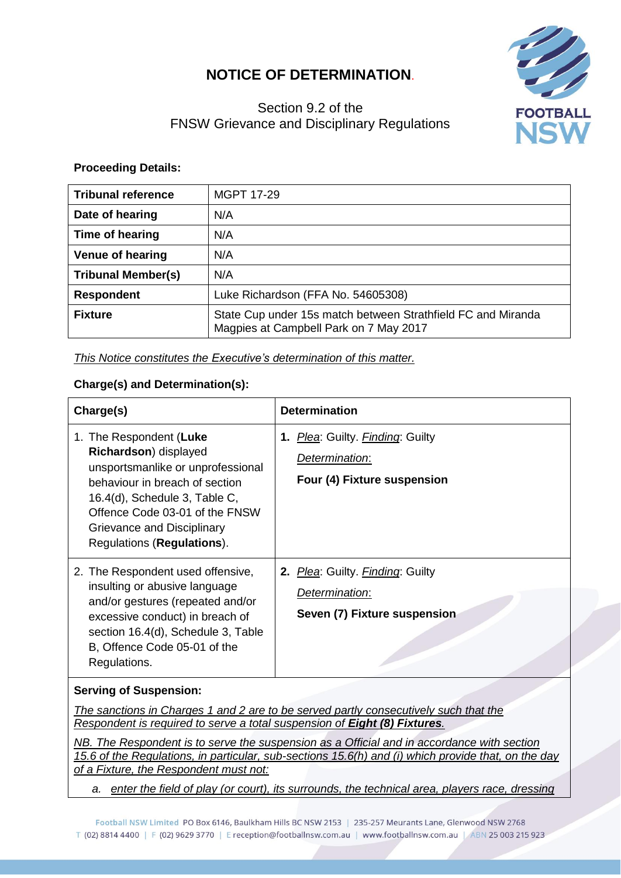# NOTICE OF DETERMINATION.

Section 9.2 of the
FNSW Grievance and Disciplinary Regulations

**Proceeding Details:**

| **Tribunal reference** | MGPT 17-29 |
|---|---|
| **Date of hearing** | N/A |
| **Time of hearing** | N/A |
| **Venue of hearing** | N/A |
| **Tribunal Member(s)** | N/A |
| **Respondent** | Luke Richardson (FFA No. 54605308) |
| **Fixture** | State Cup under 15s match between Strathfield FC and Miranda Magpies at Campbell Park on 7 May 2017 |

*This Notice constitutes the Executive's determination of this matter.*

**Charge(s) and Determination(s):**

| **Charge(s)** | **Determination** |
|---|---|
| 1. The Respondent (**Luke Richardson**) displayed unsportsmanlike or unprofessional behaviour in breach of section 16.4(d), Schedule 3, Table C, Offence Code 03-01 of the FNSW Grievance and Disciplinary Regulations (**Regulations**). | **1.** *Plea*: Guilty. *Finding*: Guilty<br>*Determination*:<br>**Four (4) Fixture suspension** |
| 2. The Respondent used offensive, insulting or abusive language and/or gestures (repeated and/or excessive conduct) in breach of section 16.4(d), Schedule 3, Table B, Offence Code 05-01 of the Regulations. | **2.** *Plea*: Guilty. *Finding*: Guilty<br>*Determination*:<br>**Seven (7) Fixture suspension** |

**Serving of Suspension:**

*The sanctions in Charges 1 and 2 are to be served partly consecutively such that the Respondent is required to serve a total suspension of **Eight (8) Fixtures**.*

*NB. The Respondent is to serve the suspension as a Official and in accordance with section 15.6 of the Regulations, in particular, sub-sections 15.6(h) and (i) which provide that, on the day of a Fixture, the Respondent must not:*

a. *enter the field of play (or court), its surrounds, the technical area, players race, dressing*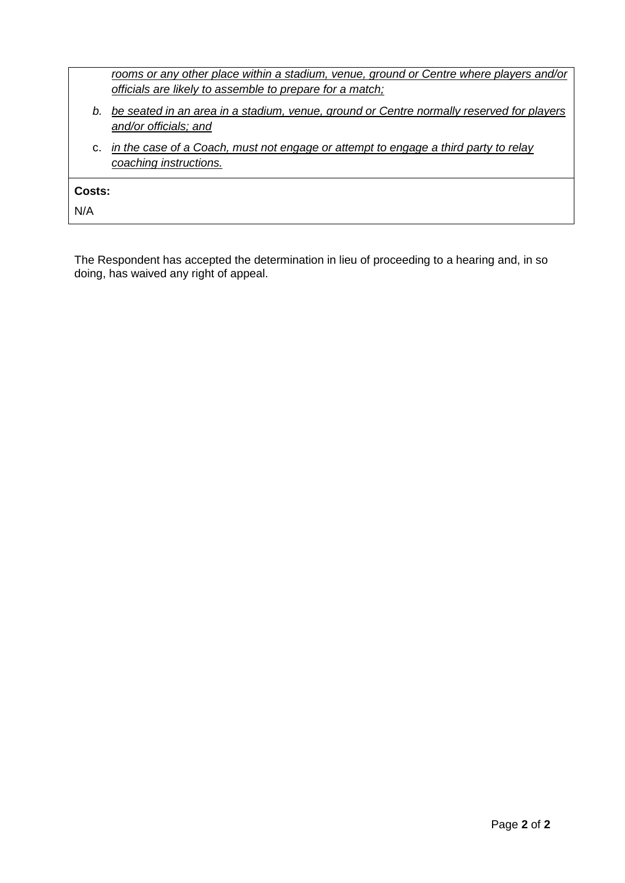*rooms or any other place within a stadium, venue, ground or Centre where players and/or officials are likely to assemble to prepare for a match;*

b. *be seated in an area in a stadium, venue, ground or Centre normally reserved for players and/or officials; and*

c. *in the case of a Coach, must not engage or attempt to engage a third party to relay coaching instructions.*

**Costs:**

N/A

The Respondent has accepted the determination in lieu of proceeding to a hearing and, in so doing, has waived any right of appeal.